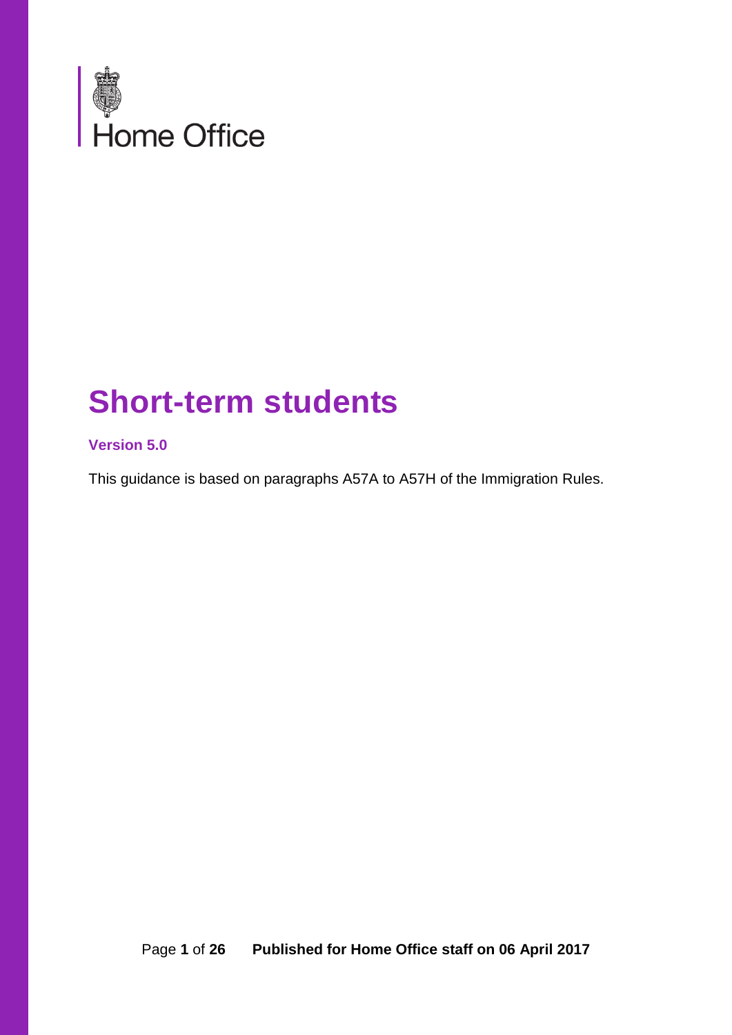Home Office

# Short-term students

**Version 5.0**

This guidance is based on paragraphs A57A to A57H of the Immigration Rules.

**Published for Home Office staff on 06 April 2017**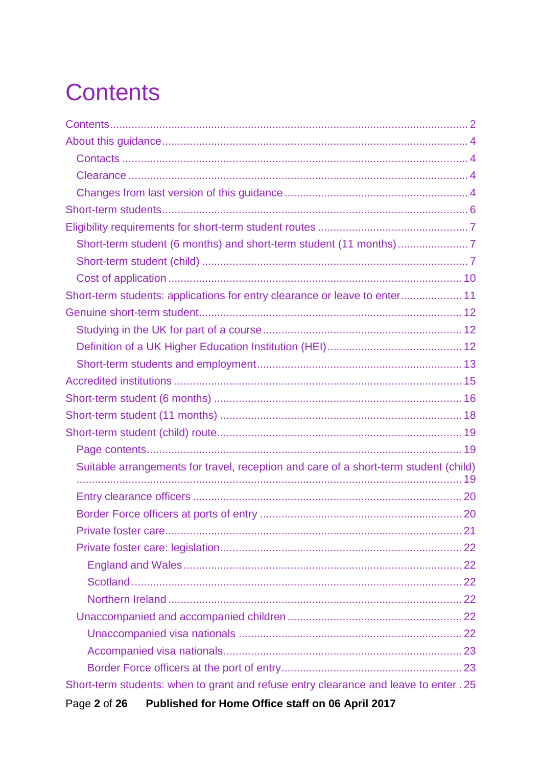# Contents

- Contents ... 2
- About this guidance ... 4
  - Contacts ... 4
  - Clearance ... 4
  - Changes from last version of this guidance ... 4
- Short-term students ... 6
- Eligibility requirements for short-term student routes ... 7
  - Short-term student (6 months) and short-term student (11 months) ... 7
  - Short-term student (child) ... 7
  - Cost of application ... 10
- Short-term students: applications for entry clearance or leave to enter ... 11
- Genuine short-term student ... 12
  - Studying in the UK for part of a course ... 12
  - Definition of a UK Higher Education Institution (HEI) ... 12
  - Short-term students and employment ... 13
- Accredited institutions ... 15
- Short-term student (6 months) ... 16
- Short-term student (11 months) ... 18
- Short-term student (child) route ... 19
  - Page contents ... 19
  - Suitable arrangements for travel, reception and care of a short-term student (child) ... 19
  - Entry clearance officers ... 20
  - Border Force officers at ports of entry ... 20
  - Private foster care ... 21
  - Private foster care: legislation ... 22
    - England and Wales ... 22
    - Scotland ... 22
    - Northern Ireland ... 22
  - Unaccompanied and accompanied children ... 22
    - Unaccompanied visa nationals ... 22
    - Accompanied visa nationals ... 23
    - Border Force officers at the port of entry ... 23
- Short-term students: when to grant and refuse entry clearance and leave to enter . 25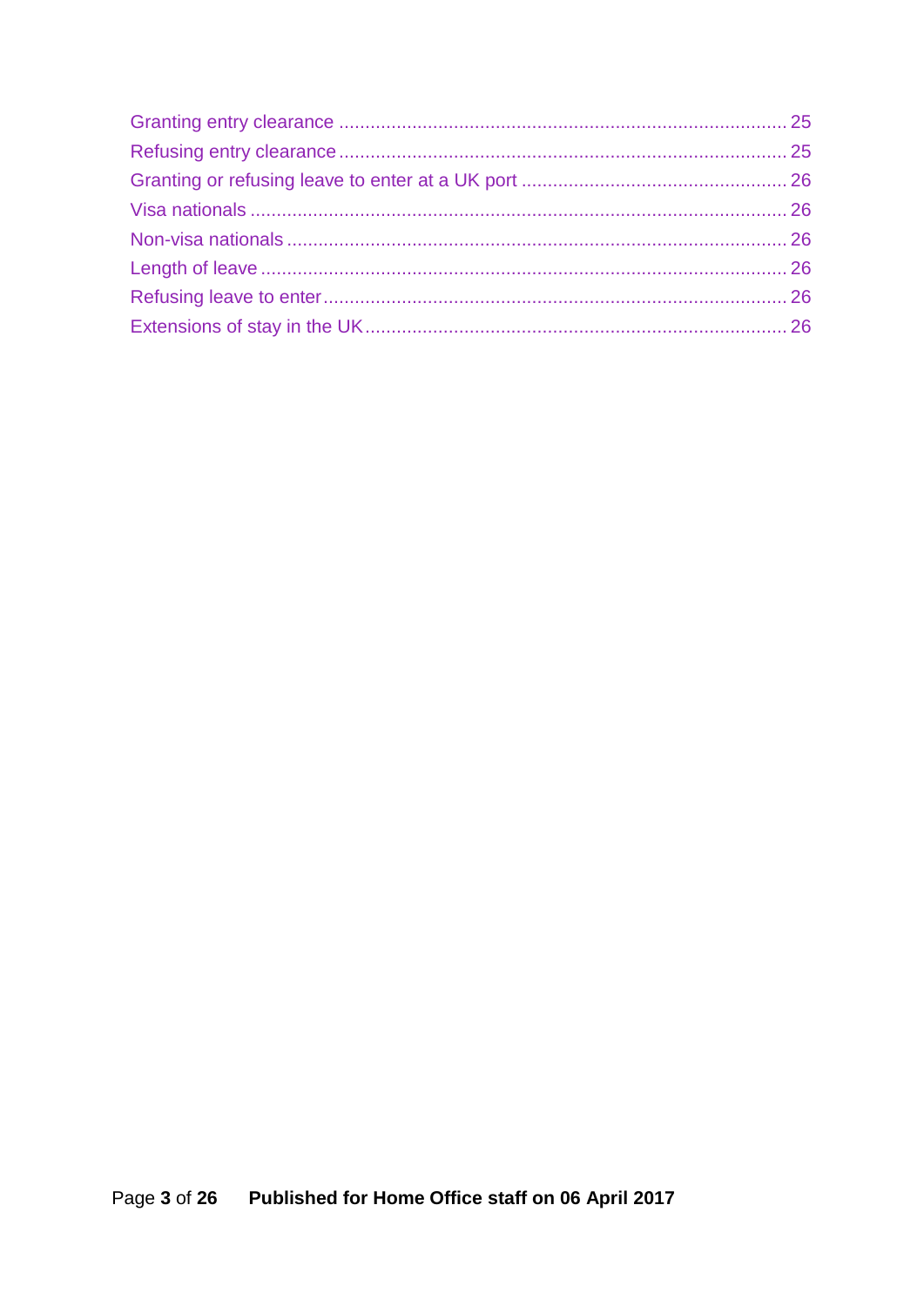Granting entry clearance ..................................................................................... 25
Refusing entry clearance ..................................................................................... 25
Granting or refusing leave to enter at a UK port .................................................. 26
Visa nationals ...................................................................................................... 26
Non-visa nationals ............................................................................................... 26
Length of leave .................................................................................................... 26
Refusing leave to enter ........................................................................................ 26
Extensions of stay in the UK ................................................................................ 26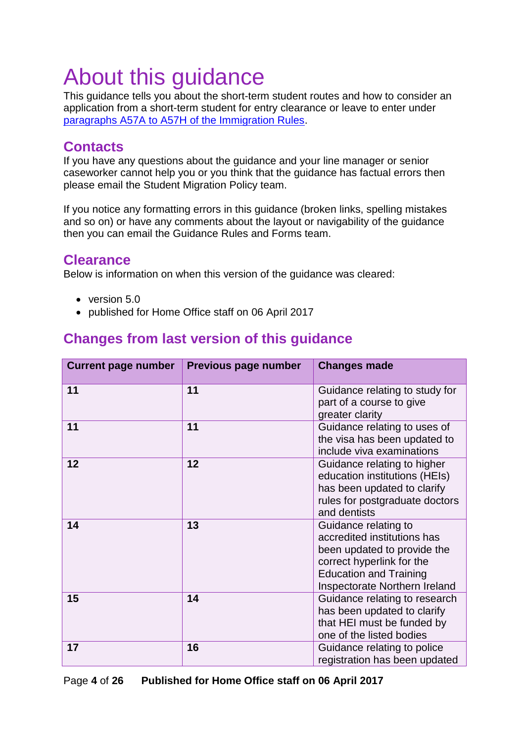# About this guidance

This guidance tells you about the short-term student routes and how to consider an application from a short-term student for entry clearance or leave to enter under paragraphs A57A to A57H of the Immigration Rules.

## Contacts

If you have any questions about the guidance and your line manager or senior caseworker cannot help you or you think that the guidance has factual errors then please email the Student Migration Policy team.

If you notice any formatting errors in this guidance (broken links, spelling mistakes and so on) or have any comments about the layout or navigability of the guidance then you can email the Guidance Rules and Forms team.

## Clearance

Below is information on when this version of the guidance was cleared:

- version 5.0
- published for Home Office staff on 06 April 2017

## Changes from last version of this guidance

| Current page number | Previous page number | Changes made |
|---|---|---|
| **11** | **11** | Guidance relating to study for part of a course to give greater clarity |
| **11** | **11** | Guidance relating to uses of the visa has been updated to include viva examinations |
| **12** | **12** | Guidance relating to higher education institutions (HEIs) has been updated to clarify rules for postgraduate doctors and dentists |
| **14** | **13** | Guidance relating to accredited institutions has been updated to provide the correct hyperlink for the Education and Training Inspectorate Northern Ireland |
| **15** | **14** | Guidance relating to research has been updated to clarify that HEI must be funded by one of the listed bodies |
| **17** | **16** | Guidance relating to police registration has been updated |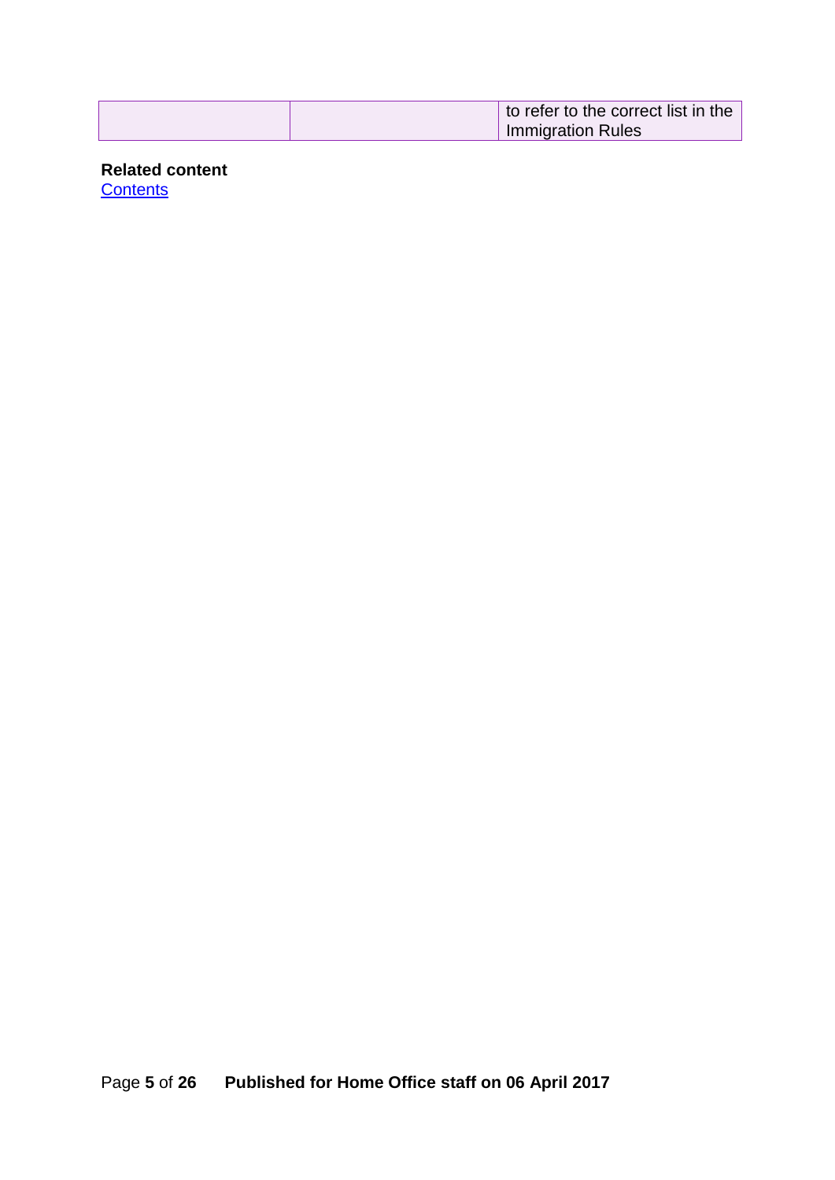| | | |
|---|---|---|
| | | to refer to the correct list in the Immigration Rules |

**Related content**
Contents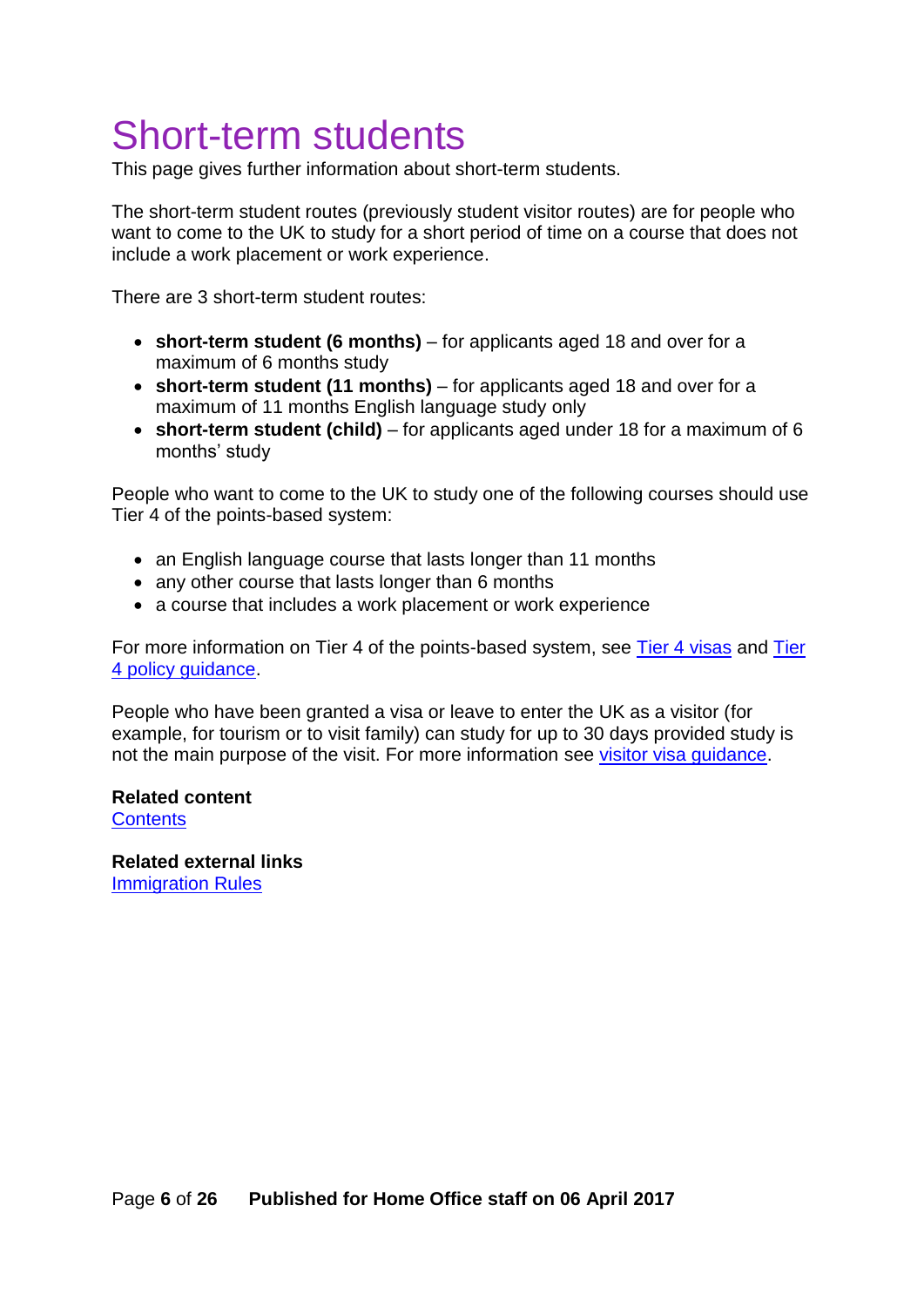# Short-term students

This page gives further information about short-term students.

The short-term student routes (previously student visitor routes) are for people who want to come to the UK to study for a short period of time on a course that does not include a work placement or work experience.

There are 3 short-term student routes:

- **short-term student (6 months)** – for applicants aged 18 and over for a maximum of 6 months study
- **short-term student (11 months)** – for applicants aged 18 and over for a maximum of 11 months English language study only
- **short-term student (child)** – for applicants aged under 18 for a maximum of 6 months' study

People who want to come to the UK to study one of the following courses should use Tier 4 of the points-based system:

- an English language course that lasts longer than 11 months
- any other course that lasts longer than 6 months
- a course that includes a work placement or work experience

For more information on Tier 4 of the points-based system, see Tier 4 visas and Tier 4 policy guidance.

People who have been granted a visa or leave to enter the UK as a visitor (for example, for tourism or to visit family) can study for up to 30 days provided study is not the main purpose of the visit. For more information see visitor visa guidance.

**Related content**
Contents

**Related external links**
Immigration Rules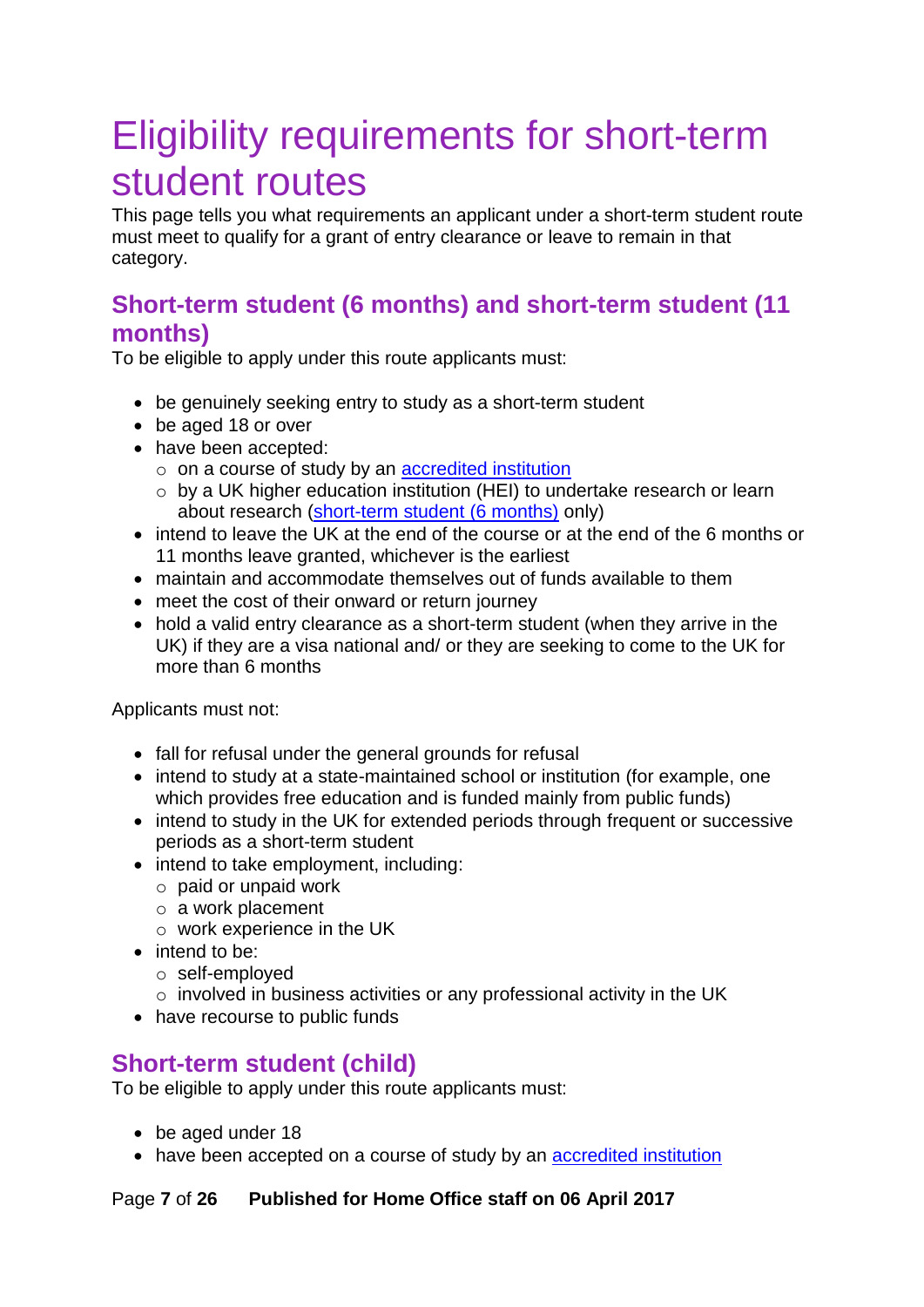# Eligibility requirements for short-term student routes

This page tells you what requirements an applicant under a short-term student route must meet to qualify for a grant of entry clearance or leave to remain in that category.

## Short-term student (6 months) and short-term student (11 months)

To be eligible to apply under this route applicants must:

- be genuinely seeking entry to study as a short-term student
- be aged 18 or over
- have been accepted:
  - on a course of study by an accredited institution
  - by a UK higher education institution (HEI) to undertake research or learn about research (short-term student (6 months) only)
- intend to leave the UK at the end of the course or at the end of the 6 months or 11 months leave granted, whichever is the earliest
- maintain and accommodate themselves out of funds available to them
- meet the cost of their onward or return journey
- hold a valid entry clearance as a short-term student (when they arrive in the UK) if they are a visa national and/ or they are seeking to come to the UK for more than 6 months

Applicants must not:

- fall for refusal under the general grounds for refusal
- intend to study at a state-maintained school or institution (for example, one which provides free education and is funded mainly from public funds)
- intend to study in the UK for extended periods through frequent or successive periods as a short-term student
- intend to take employment, including:
  - paid or unpaid work
  - a work placement
  - work experience in the UK
- intend to be:
  - self-employed
  - involved in business activities or any professional activity in the UK
- have recourse to public funds

## Short-term student (child)

To be eligible to apply under this route applicants must:

- be aged under 18
- have been accepted on a course of study by an accredited institution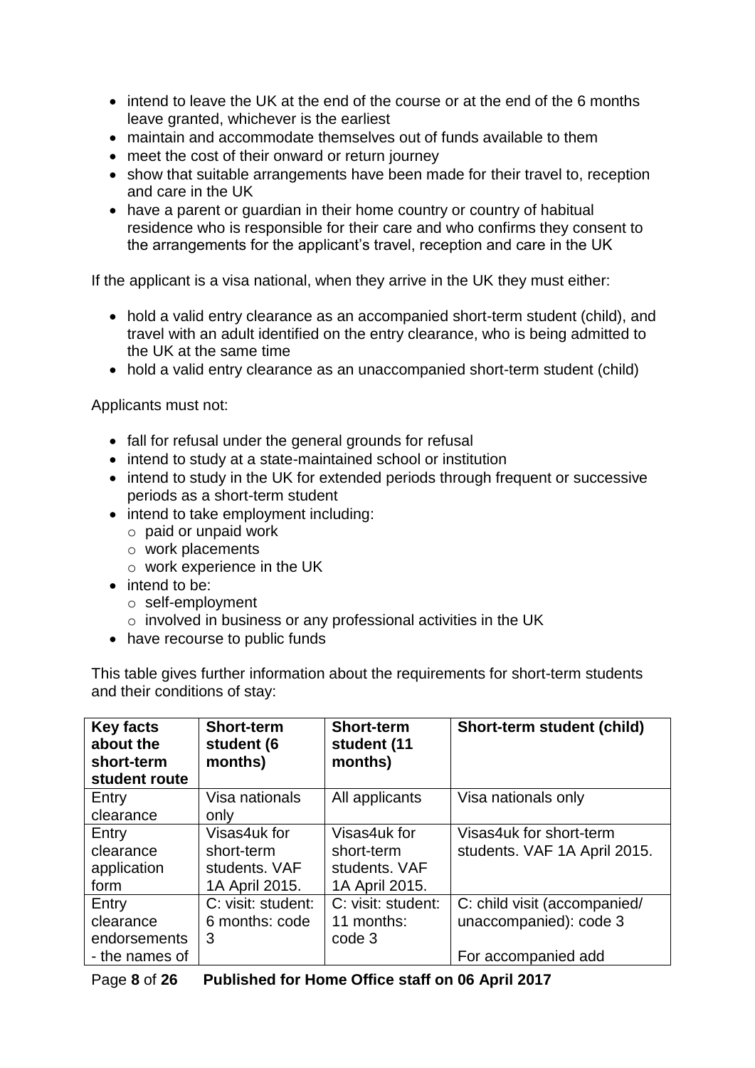- intend to leave the UK at the end of the course or at the end of the 6 months leave granted, whichever is the earliest
- maintain and accommodate themselves out of funds available to them
- meet the cost of their onward or return journey
- show that suitable arrangements have been made for their travel to, reception and care in the UK
- have a parent or guardian in their home country or country of habitual residence who is responsible for their care and who confirms they consent to the arrangements for the applicant's travel, reception and care in the UK

If the applicant is a visa national, when they arrive in the UK they must either:

- hold a valid entry clearance as an accompanied short-term student (child), and travel with an adult identified on the entry clearance, who is being admitted to the UK at the same time
- hold a valid entry clearance as an unaccompanied short-term student (child)

Applicants must not:

- fall for refusal under the general grounds for refusal
- intend to study at a state-maintained school or institution
- intend to study in the UK for extended periods through frequent or successive periods as a short-term student
- intend to take employment including:
  - paid or unpaid work
  - work placements
  - work experience in the UK
- intend to be:
  - self-employment
  - involved in business or any professional activities in the UK
- have recourse to public funds

This table gives further information about the requirements for short-term students and their conditions of stay:

| Key facts about the short-term student route | Short-term student (6 months) | Short-term student (11 months) | Short-term student (child) |
| --- | --- | --- | --- |
| Entry clearance | Visa nationals only | All applicants | Visa nationals only |
| Entry clearance application form | Visas4uk for short-term students. VAF 1A April 2015. | Visas4uk for short-term students. VAF 1A April 2015. | Visas4uk for short-term students. VAF 1A April 2015. |
| Entry clearance endorsements - the names of | C: visit: student: 6 months: code 3 | C: visit: student: 11 months: code 3 | C: child visit (accompanied/ unaccompanied): code 3<br><br>For accompanied add |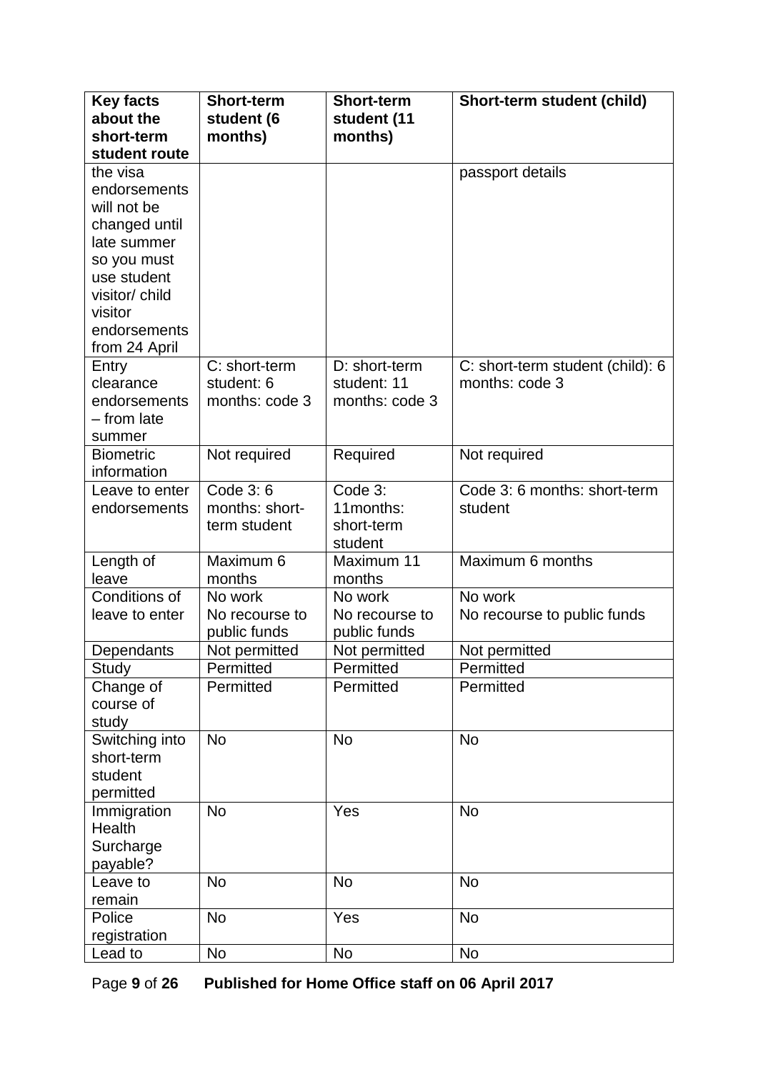| Key facts about the short-term student route | Short-term student (6 months) | Short-term student (11 months) | Short-term student (child) |
|---|---|---|---|
| the visa endorsements will not be changed until late summer so you must use student visitor/ child visitor endorsements from 24 April | | | passport details |
| Entry clearance endorsements – from late summer | C: short-term student: 6 months: code 3 | D: short-term student: 11 months: code 3 | C: short-term student (child): 6 months: code 3 |
| Biometric information | Not required | Required | Not required |
| Leave to enter endorsements | Code 3: 6 months: short-term student | Code 3: 11months: short-term student | Code 3: 6 months: short-term student |
| Length of leave | Maximum 6 months | Maximum 11 months | Maximum 6 months |
| Conditions of leave to enter | No work<br>No recourse to public funds | No work<br>No recourse to public funds | No work<br>No recourse to public funds |
| Dependants | Not permitted | Not permitted | Not permitted |
| Study | Permitted | Permitted | Permitted |
| Change of course of study | Permitted | Permitted | Permitted |
| Switching into short-term student permitted | No | No | No |
| Immigration Health Surcharge payable? | No | Yes | No |
| Leave to remain | No | No | No |
| Police registration | No | Yes | No |
| Lead to | No | No | No |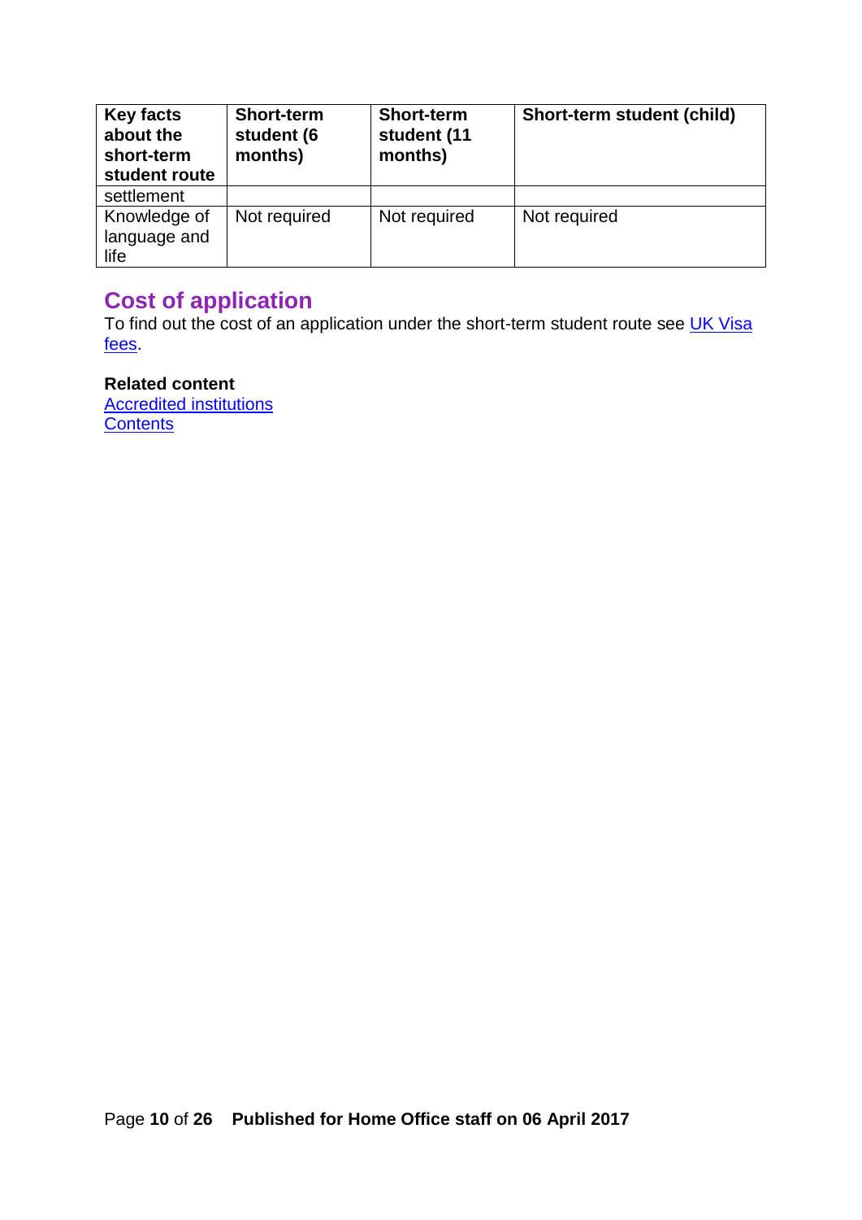| Key facts about the short-term student route | Short-term student (6 months) | Short-term student (11 months) | Short-term student (child) |
|---|---|---|---|
| settlement | | | |
| Knowledge of language and life | Not required | Not required | Not required |

## Cost of application

To find out the cost of an application under the short-term student route see [UK Visa fees](UK Visa fees).

**Related content**
[Accredited institutions](Accredited institutions)
[Contents](Contents)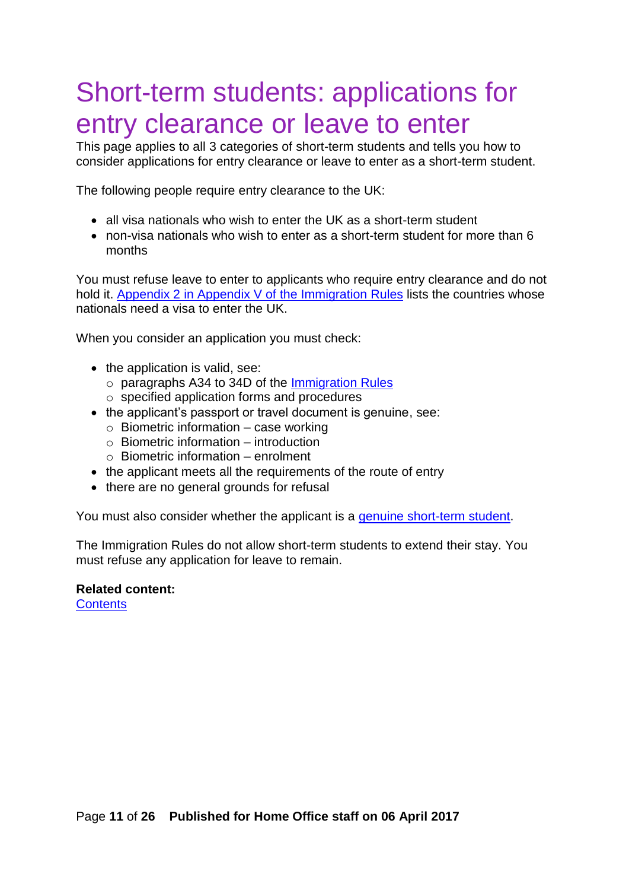# Short-term students: applications for entry clearance or leave to enter

This page applies to all 3 categories of short-term students and tells you how to consider applications for entry clearance or leave to enter as a short-term student.

The following people require entry clearance to the UK:

- all visa nationals who wish to enter the UK as a short-term student
- non-visa nationals who wish to enter as a short-term student for more than 6 months

You must refuse leave to enter to applicants who require entry clearance and do not hold it. Appendix 2 in Appendix V of the Immigration Rules lists the countries whose nationals need a visa to enter the UK.

When you consider an application you must check:

- the application is valid, see:
  - paragraphs A34 to 34D of the Immigration Rules
  - specified application forms and procedures
- the applicant's passport or travel document is genuine, see:
  - Biometric information – case working
  - Biometric information – introduction
  - Biometric information – enrolment
- the applicant meets all the requirements of the route of entry
- there are no general grounds for refusal

You must also consider whether the applicant is a genuine short-term student.

The Immigration Rules do not allow short-term students to extend their stay. You must refuse any application for leave to remain.

**Related content:**
Contents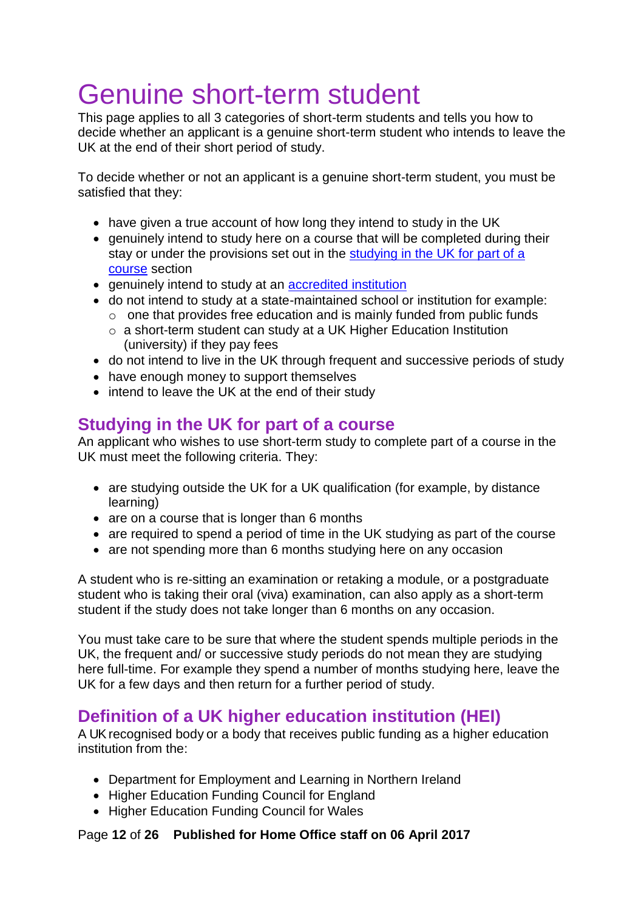# Genuine short-term student

This page applies to all 3 categories of short-term students and tells you how to decide whether an applicant is a genuine short-term student who intends to leave the UK at the end of their short period of study.

To decide whether or not an applicant is a genuine short-term student, you must be satisfied that they:

- have given a true account of how long they intend to study in the UK
- genuinely intend to study here on a course that will be completed during their stay or under the provisions set out in the studying in the UK for part of a course section
- genuinely intend to study at an accredited institution
- do not intend to study at a state-maintained school or institution for example:
  - one that provides free education and is mainly funded from public funds
  - a short-term student can study at a UK Higher Education Institution (university) if they pay fees
- do not intend to live in the UK through frequent and successive periods of study
- have enough money to support themselves
- intend to leave the UK at the end of their study

## Studying in the UK for part of a course

An applicant who wishes to use short-term study to complete part of a course in the UK must meet the following criteria. They:

- are studying outside the UK for a UK qualification (for example, by distance learning)
- are on a course that is longer than 6 months
- are required to spend a period of time in the UK studying as part of the course
- are not spending more than 6 months studying here on any occasion

A student who is re-sitting an examination or retaking a module, or a postgraduate student who is taking their oral (viva) examination, can also apply as a short-term student if the study does not take longer than 6 months on any occasion.

You must take care to be sure that where the student spends multiple periods in the UK, the frequent and/ or successive study periods do not mean they are studying here full-time. For example they spend a number of months studying here, leave the UK for a few days and then return for a further period of study.

## Definition of a UK higher education institution (HEI)

A UK recognised body or a body that receives public funding as a higher education institution from the:

- Department for Employment and Learning in Northern Ireland
- Higher Education Funding Council for England
- Higher Education Funding Council for Wales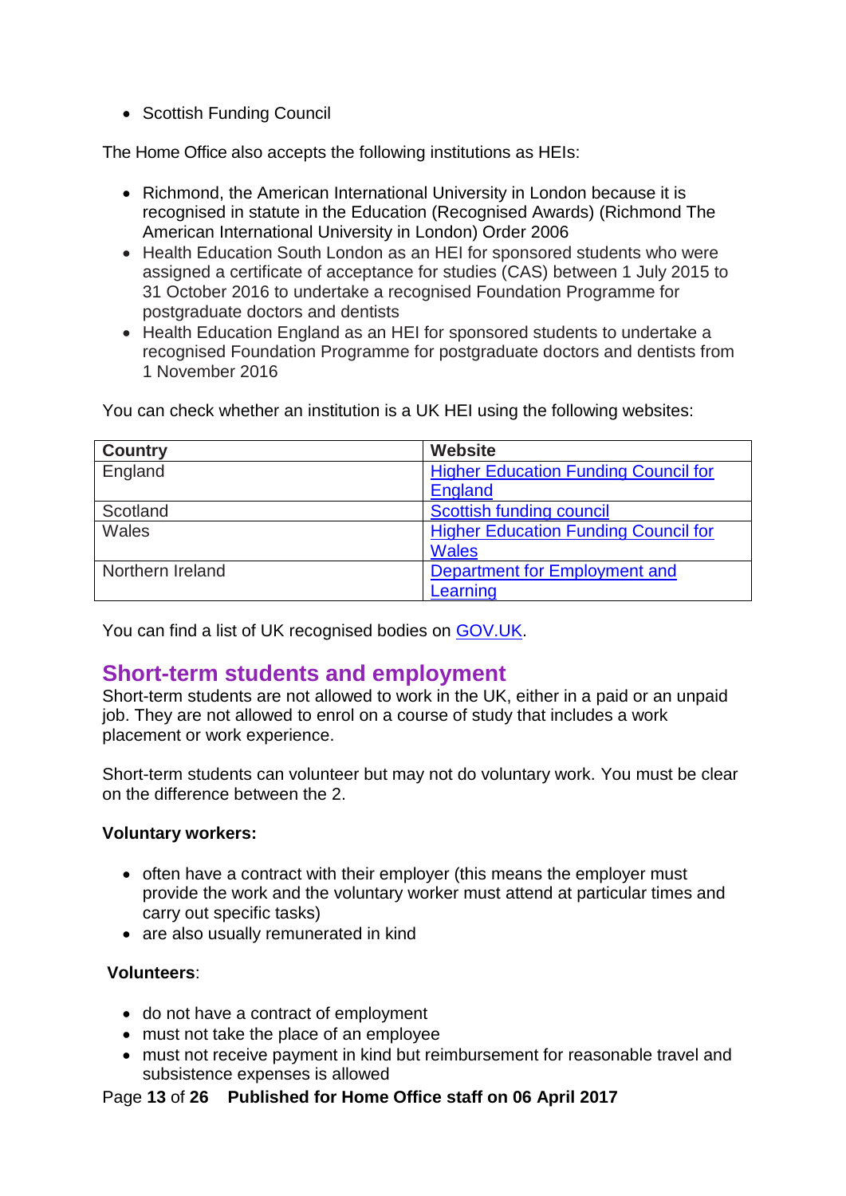- Scottish Funding Council

The Home Office also accepts the following institutions as HEIs:

- Richmond, the American International University in London because it is recognised in statute in the Education (Recognised Awards) (Richmond The American International University in London) Order 2006
- Health Education South London as an HEI for sponsored students who were assigned a certificate of acceptance for studies (CAS) between 1 July 2015 to 31 October 2016 to undertake a recognised Foundation Programme for postgraduate doctors and dentists
- Health Education England as an HEI for sponsored students to undertake a recognised Foundation Programme for postgraduate doctors and dentists from 1 November 2016

You can check whether an institution is a UK HEI using the following websites:

| Country | Website |
|---|---|
| England | Higher Education Funding Council for England |
| Scotland | Scottish funding council |
| Wales | Higher Education Funding Council for Wales |
| Northern Ireland | Department for Employment and Learning |

You can find a list of UK recognised bodies on GOV.UK.

## Short-term students and employment

Short-term students are not allowed to work in the UK, either in a paid or an unpaid job. They are not allowed to enrol on a course of study that includes a work placement or work experience.

Short-term students can volunteer but may not do voluntary work. You must be clear on the difference between the 2.

**Voluntary workers:**

- often have a contract with their employer (this means the employer must provide the work and the voluntary worker must attend at particular times and carry out specific tasks)
- are also usually remunerated in kind

**Volunteers**:

- do not have a contract of employment
- must not take the place of an employee
- must not receive payment in kind but reimbursement for reasonable travel and subsistence expenses is allowed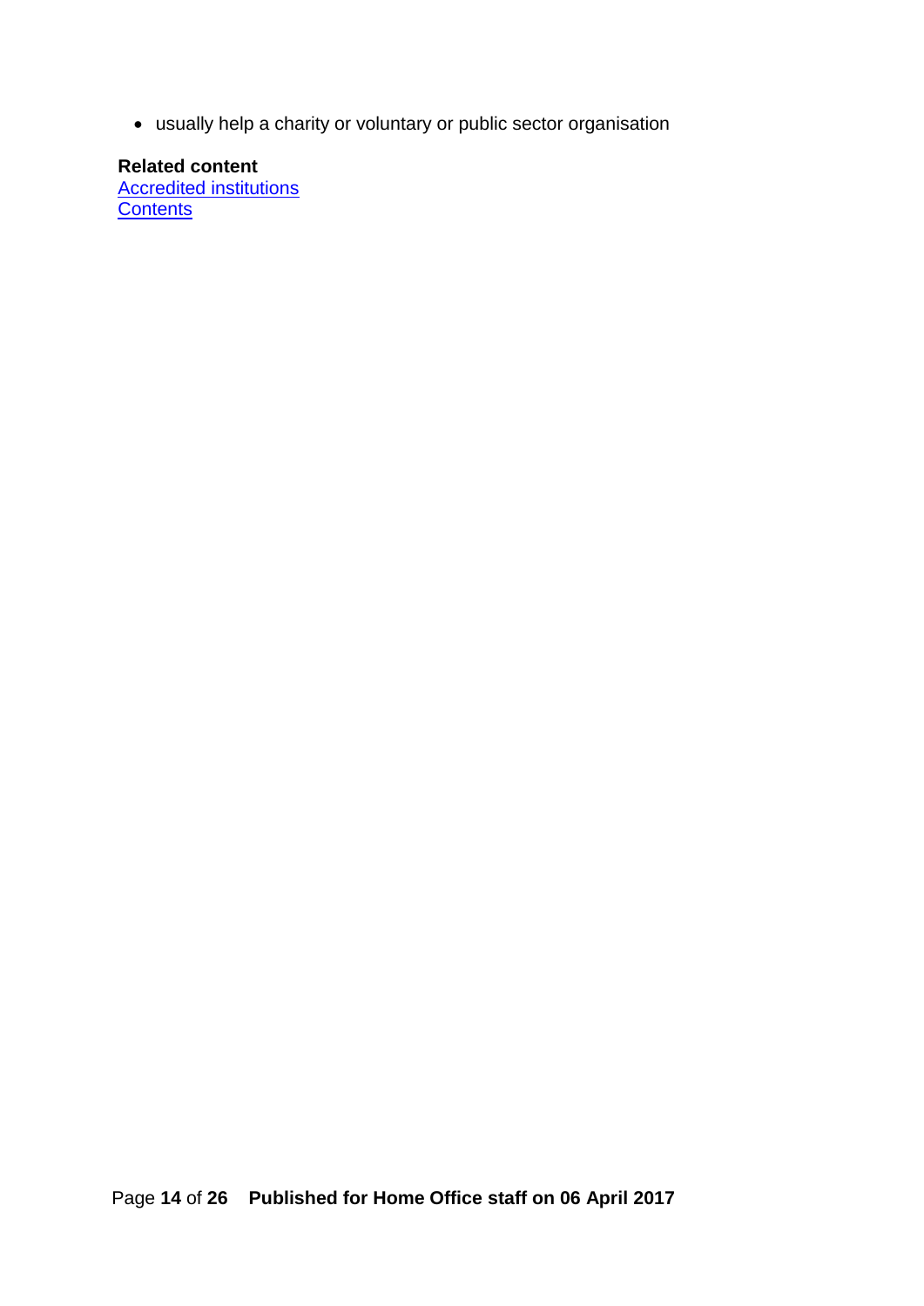- usually help a charity or voluntary or public sector organisation

**Related content**
[Accredited institutions]
[Contents]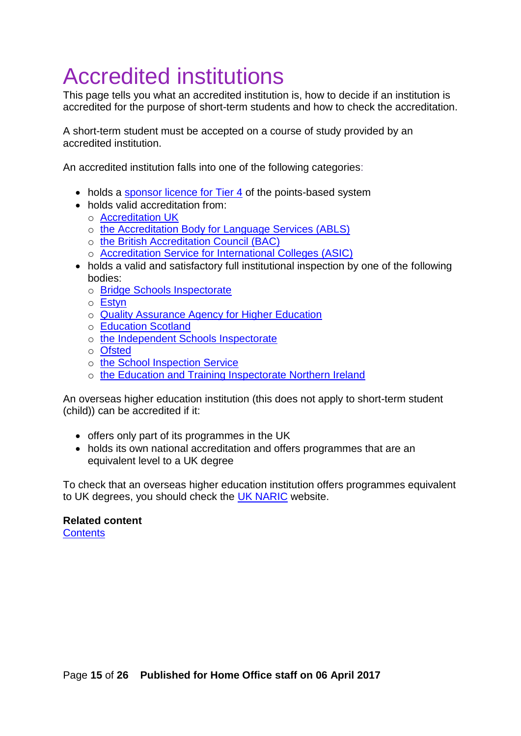# Accredited institutions

This page tells you what an accredited institution is, how to decide if an institution is accredited for the purpose of short-term students and how to check the accreditation.

A short-term student must be accepted on a course of study provided by an accredited institution.

An accredited institution falls into one of the following categories:

- holds a sponsor licence for Tier 4 of the points-based system
- holds valid accreditation from:
  - Accreditation UK
  - the Accreditation Body for Language Services (ABLS)
  - the British Accreditation Council (BAC)
  - Accreditation Service for International Colleges (ASIC)
- holds a valid and satisfactory full institutional inspection by one of the following bodies:
  - Bridge Schools Inspectorate
  - Estyn
  - Quality Assurance Agency for Higher Education
  - Education Scotland
  - the Independent Schools Inspectorate
  - Ofsted
  - the School Inspection Service
  - the Education and Training Inspectorate Northern Ireland

An overseas higher education institution (this does not apply to short-term student (child)) can be accredited if it:

- offers only part of its programmes in the UK
- holds its own national accreditation and offers programmes that are an equivalent level to a UK degree

To check that an overseas higher education institution offers programmes equivalent to UK degrees, you should check the UK NARIC website.

**Related content**
Contents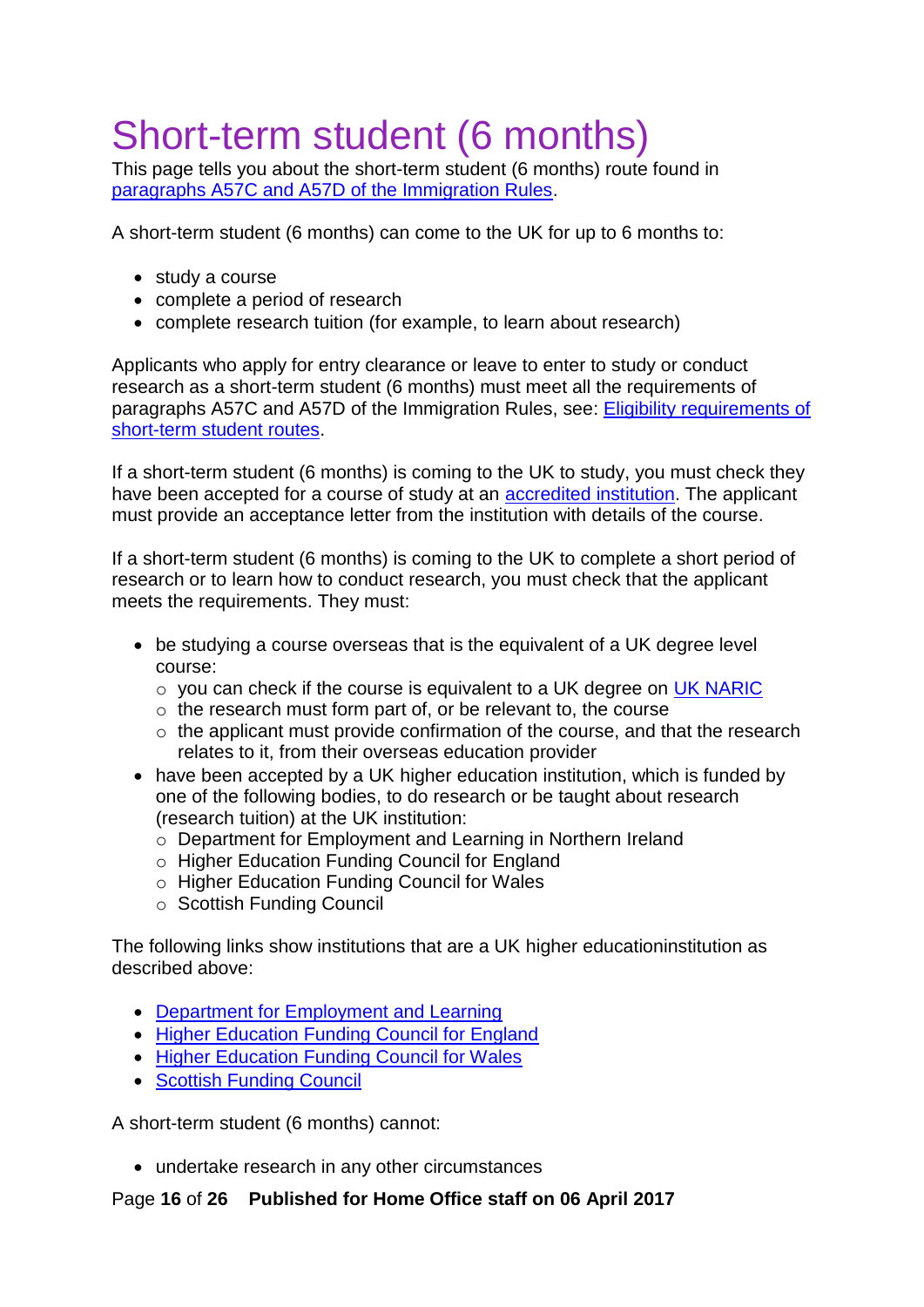# Short-term student (6 months)

This page tells you about the short-term student (6 months) route found in [paragraphs A57C and A57D of the Immigration Rules](#).

A short-term student (6 months) can come to the UK for up to 6 months to:

- study a course
- complete a period of research
- complete research tuition (for example, to learn about research)

Applicants who apply for entry clearance or leave to enter to study or conduct research as a short-term student (6 months) must meet all the requirements of paragraphs A57C and A57D of the Immigration Rules, see: [Eligibility requirements of short-term student routes](#).

If a short-term student (6 months) is coming to the UK to study, you must check they have been accepted for a course of study at an [accredited institution](#). The applicant must provide an acceptance letter from the institution with details of the course.

If a short-term student (6 months) is coming to the UK to complete a short period of research or to learn how to conduct research, you must check that the applicant meets the requirements. They must:

- be studying a course overseas that is the equivalent of a UK degree level course:
  - you can check if the course is equivalent to a UK degree on [UK NARIC](#)
  - the research must form part of, or be relevant to, the course
  - the applicant must provide confirmation of the course, and that the research relates to it, from their overseas education provider
- have been accepted by a UK higher education institution, which is funded by one of the following bodies, to do research or be taught about research (research tuition) at the UK institution:
  - Department for Employment and Learning in Northern Ireland
  - Higher Education Funding Council for England
  - Higher Education Funding Council for Wales
  - Scottish Funding Council

The following links show institutions that are a UK higher educationinstitution as described above:

- [Department for Employment and Learning](#)
- [Higher Education Funding Council for England](#)
- [Higher Education Funding Council for Wales](#)
- [Scottish Funding Council](#)

A short-term student (6 months) cannot:

- undertake research in any other circumstances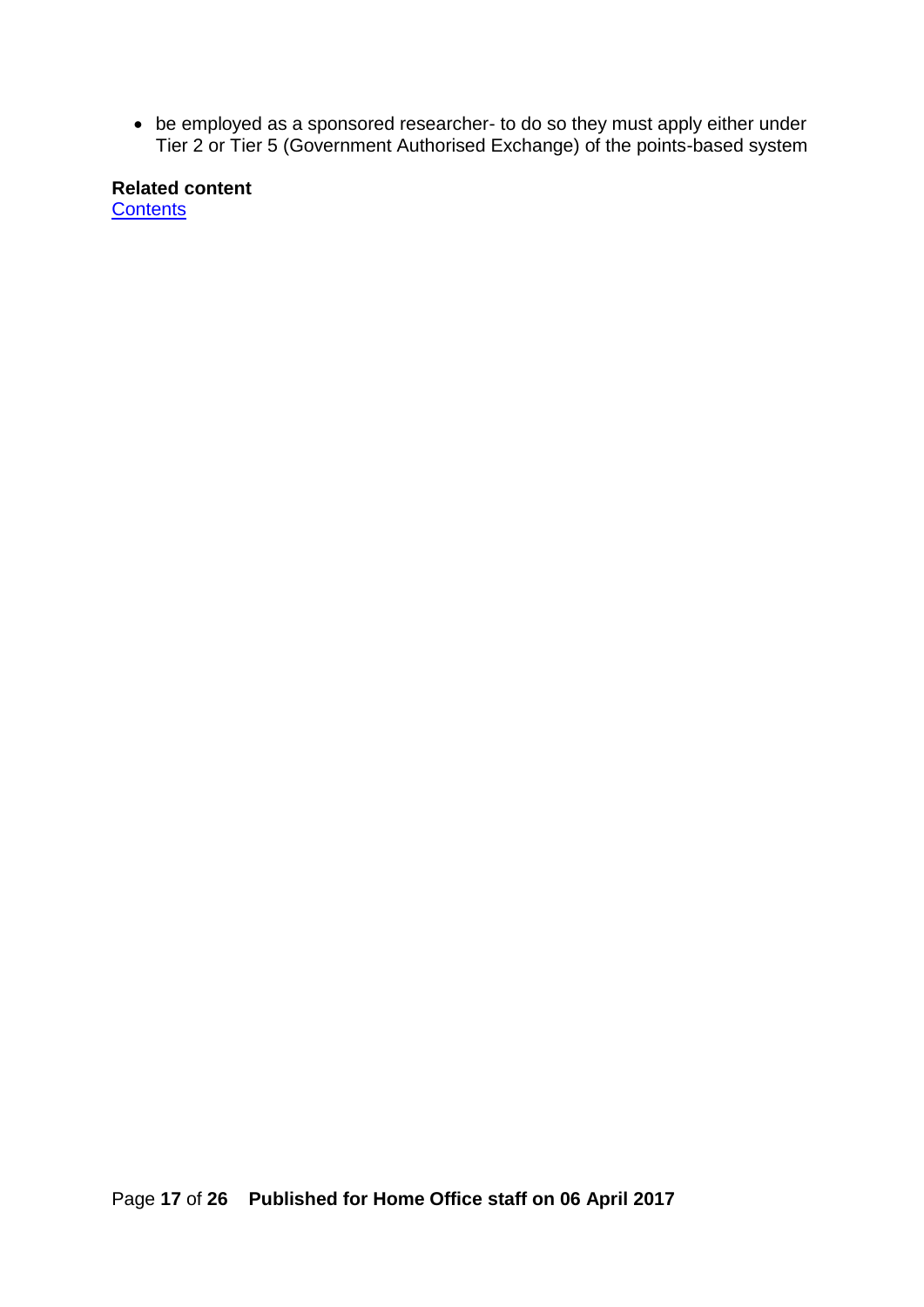- be employed as a sponsored researcher- to do so they must apply either under Tier 2 or Tier 5 (Government Authorised Exchange) of the points-based system

**Related content**
[Contents]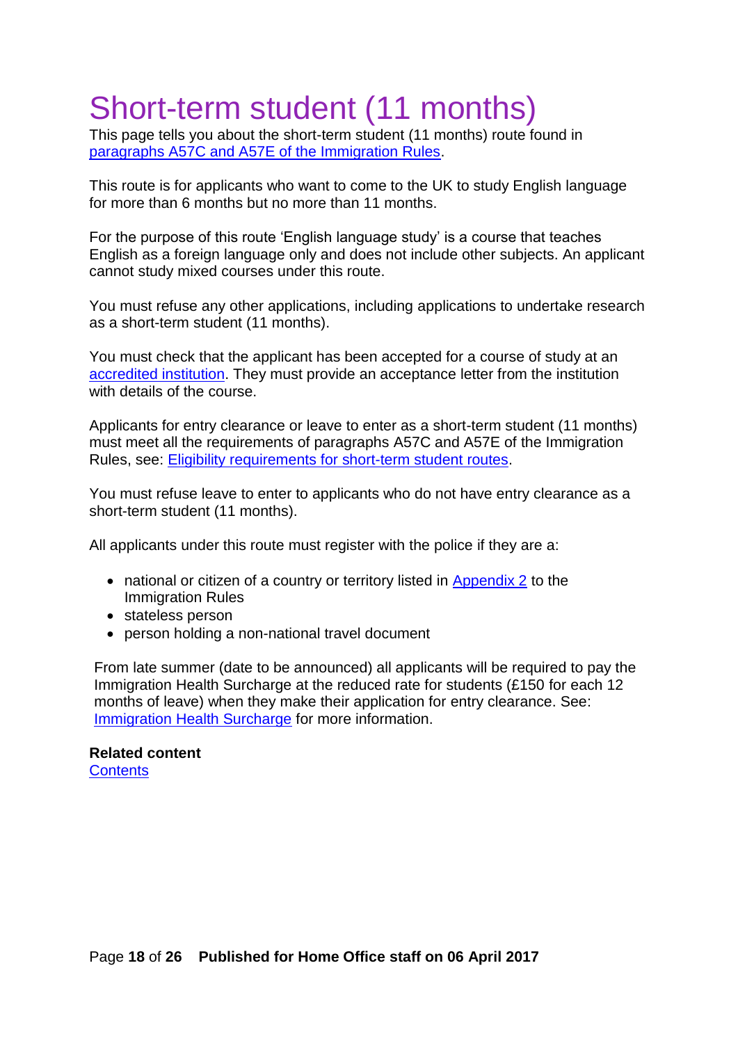# Short-term student (11 months)

This page tells you about the short-term student (11 months) route found in [paragraphs A57C and A57E of the Immigration Rules](#).

This route is for applicants who want to come to the UK to study English language for more than 6 months but no more than 11 months.

For the purpose of this route 'English language study' is a course that teaches English as a foreign language only and does not include other subjects. An applicant cannot study mixed courses under this route.

You must refuse any other applications, including applications to undertake research as a short-term student (11 months).

You must check that the applicant has been accepted for a course of study at an [accredited institution](#). They must provide an acceptance letter from the institution with details of the course.

Applicants for entry clearance or leave to enter as a short-term student (11 months) must meet all the requirements of paragraphs A57C and A57E of the Immigration Rules, see: [Eligibility requirements for short-term student routes](#).

You must refuse leave to enter to applicants who do not have entry clearance as a short-term student (11 months).

All applicants under this route must register with the police if they are a:

- national or citizen of a country or territory listed in [Appendix 2](#) to the Immigration Rules
- stateless person
- person holding a non-national travel document

From late summer (date to be announced) all applicants will be required to pay the Immigration Health Surcharge at the reduced rate for students (£150 for each 12 months of leave) when they make their application for entry clearance. See: [Immigration Health Surcharge](#) for more information.

**Related content**
[Contents](#)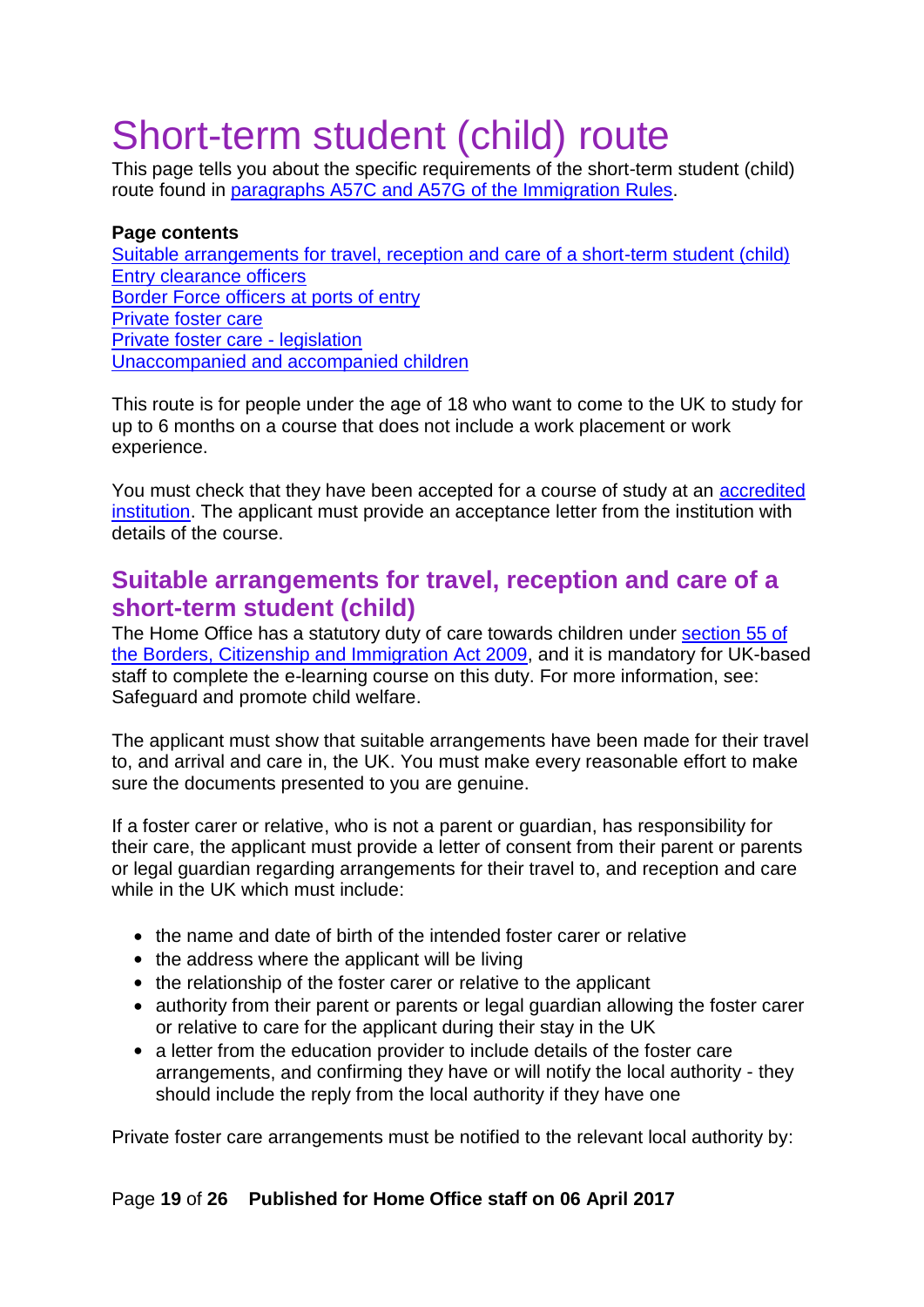# Short-term student (child) route

This page tells you about the specific requirements of the short-term student (child) route found in [paragraphs A57C and A57G of the Immigration Rules](#).

**Page contents**

[Suitable arrangements for travel, reception and care of a short-term student (child)](#)
[Entry clearance officers](#)
[Border Force officers at ports of entry](#)
[Private foster care](#)
[Private foster care - legislation](#)
[Unaccompanied and accompanied children](#)

This route is for people under the age of 18 who want to come to the UK to study for up to 6 months on a course that does not include a work placement or work experience.

You must check that they have been accepted for a course of study at an [accredited institution](#). The applicant must provide an acceptance letter from the institution with details of the course.

## Suitable arrangements for travel, reception and care of a short-term student (child)

The Home Office has a statutory duty of care towards children under [section 55 of the Borders, Citizenship and Immigration Act 2009](#), and it is mandatory for UK-based staff to complete the e-learning course on this duty. For more information, see: Safeguard and promote child welfare.

The applicant must show that suitable arrangements have been made for their travel to, and arrival and care in, the UK. You must make every reasonable effort to make sure the documents presented to you are genuine.

If a foster carer or relative, who is not a parent or guardian, has responsibility for their care, the applicant must provide a letter of consent from their parent or parents or legal guardian regarding arrangements for their travel to, and reception and care while in the UK which must include:

- the name and date of birth of the intended foster carer or relative
- the address where the applicant will be living
- the relationship of the foster carer or relative to the applicant
- authority from their parent or parents or legal guardian allowing the foster carer or relative to care for the applicant during their stay in the UK
- a letter from the education provider to include details of the foster care arrangements, and confirming they have or will notify the local authority - they should include the reply from the local authority if they have one

Private foster care arrangements must be notified to the relevant local authority by: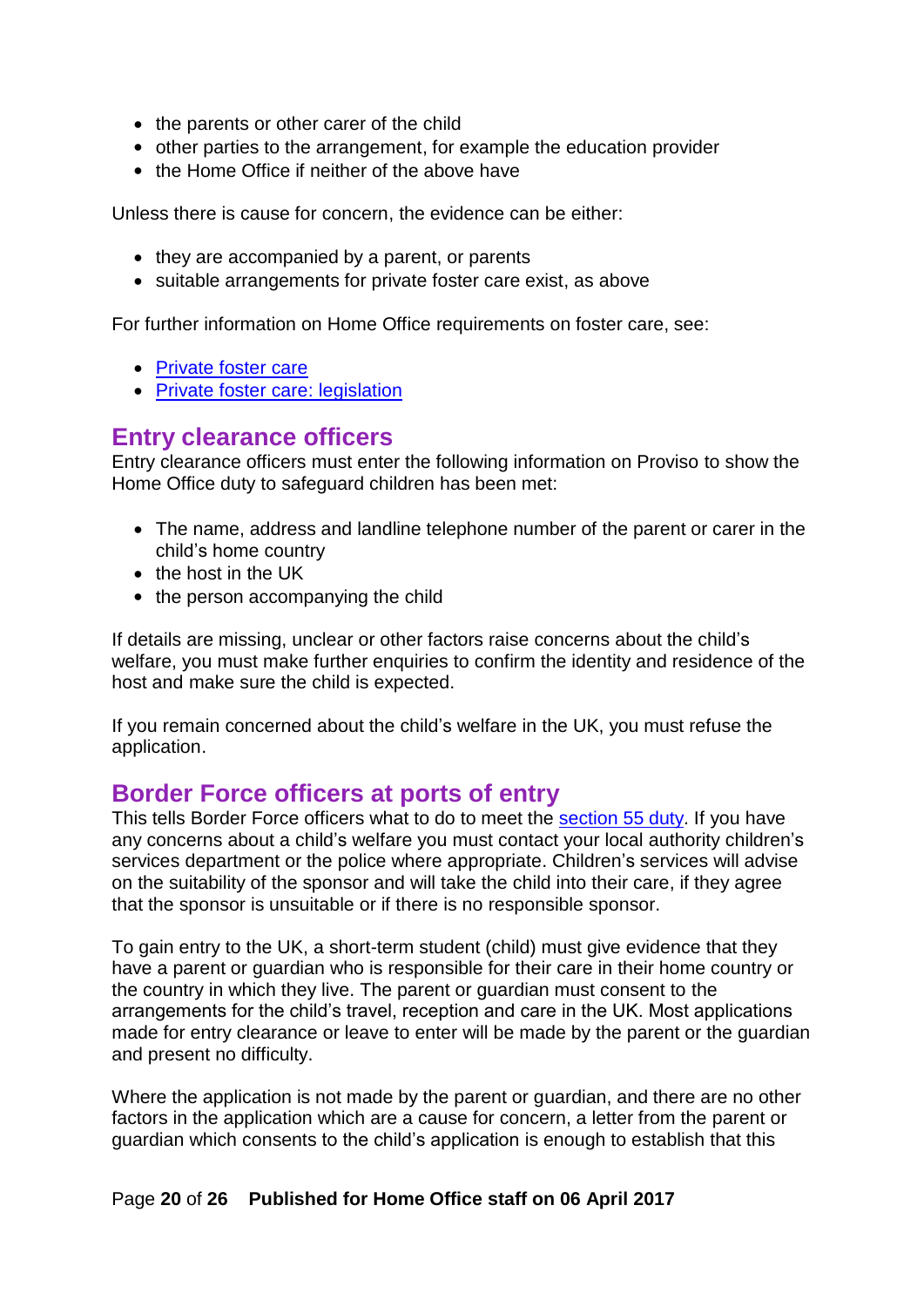- the parents or other carer of the child
- other parties to the arrangement, for example the education provider
- the Home Office if neither of the above have

Unless there is cause for concern, the evidence can be either:

- they are accompanied by a parent, or parents
- suitable arrangements for private foster care exist, as above

For further information on Home Office requirements on foster care, see:

- [Private foster care]
- [Private foster care: legislation]

## Entry clearance officers

Entry clearance officers must enter the following information on Proviso to show the Home Office duty to safeguard children has been met:

- The name, address and landline telephone number of the parent or carer in the child's home country
- the host in the UK
- the person accompanying the child

If details are missing, unclear or other factors raise concerns about the child's welfare, you must make further enquiries to confirm the identity and residence of the host and make sure the child is expected.

If you remain concerned about the child's welfare in the UK, you must refuse the application.

## Border Force officers at ports of entry

This tells Border Force officers what to do to meet the section 55 duty. If you have any concerns about a child's welfare you must contact your local authority children's services department or the police where appropriate. Children's services will advise on the suitability of the sponsor and will take the child into their care, if they agree that the sponsor is unsuitable or if there is no responsible sponsor.

To gain entry to the UK, a short-term student (child) must give evidence that they have a parent or guardian who is responsible for their care in their home country or the country in which they live. The parent or guardian must consent to the arrangements for the child's travel, reception and care in the UK. Most applications made for entry clearance or leave to enter will be made by the parent or the guardian and present no difficulty.

Where the application is not made by the parent or guardian, and there are no other factors in the application which are a cause for concern, a letter from the parent or guardian which consents to the child's application is enough to establish that this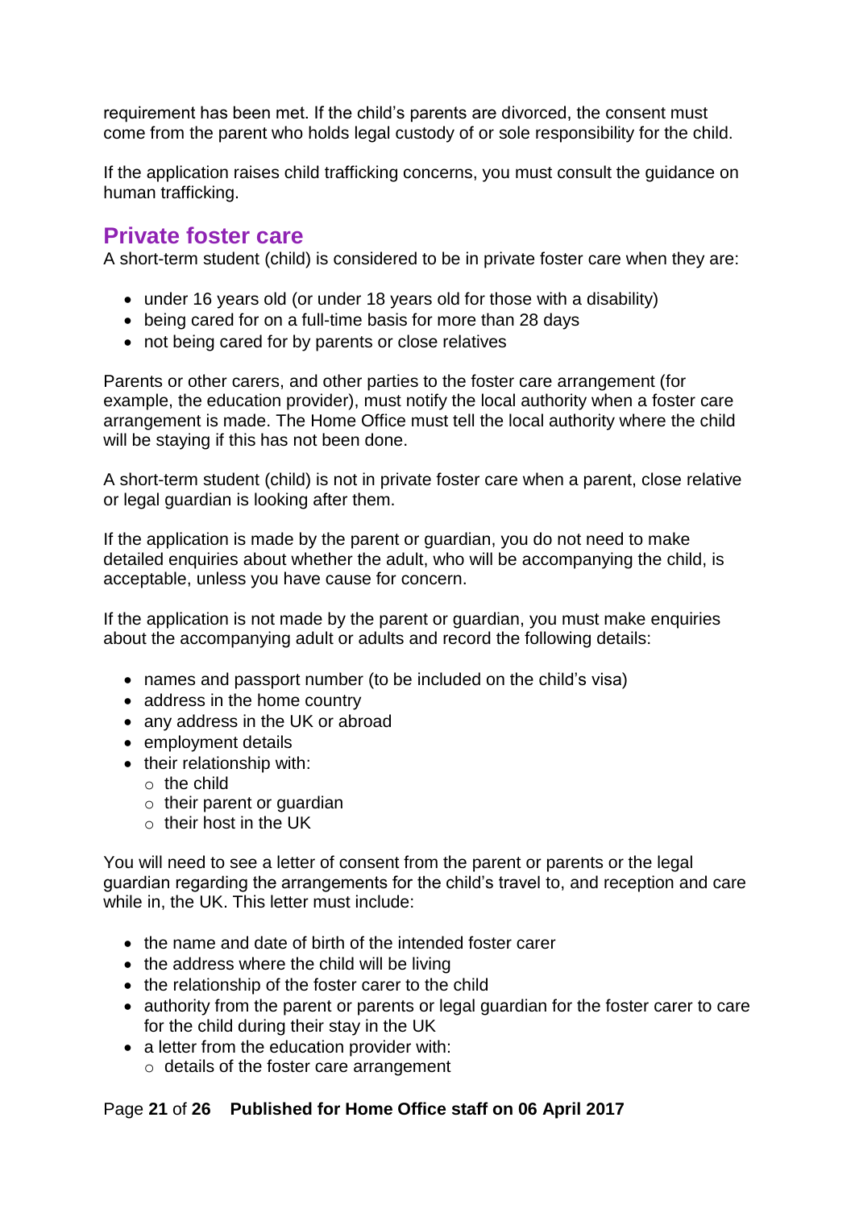requirement has been met. If the child's parents are divorced, the consent must come from the parent who holds legal custody of or sole responsibility for the child.

If the application raises child trafficking concerns, you must consult the guidance on human trafficking.

## Private foster care

A short-term student (child) is considered to be in private foster care when they are:

- under 16 years old (or under 18 years old for those with a disability)
- being cared for on a full-time basis for more than 28 days
- not being cared for by parents or close relatives

Parents or other carers, and other parties to the foster care arrangement (for example, the education provider), must notify the local authority when a foster care arrangement is made. The Home Office must tell the local authority where the child will be staying if this has not been done.

A short-term student (child) is not in private foster care when a parent, close relative or legal guardian is looking after them.

If the application is made by the parent or guardian, you do not need to make detailed enquiries about whether the adult, who will be accompanying the child, is acceptable, unless you have cause for concern.

If the application is not made by the parent or guardian, you must make enquiries about the accompanying adult or adults and record the following details:

- names and passport number (to be included on the child's visa)
- address in the home country
- any address in the UK or abroad
- employment details
- their relationship with:
  - the child
  - their parent or guardian
  - their host in the UK

You will need to see a letter of consent from the parent or parents or the legal guardian regarding the arrangements for the child's travel to, and reception and care while in, the UK. This letter must include:

- the name and date of birth of the intended foster carer
- the address where the child will be living
- the relationship of the foster carer to the child
- authority from the parent or parents or legal guardian for the foster carer to care for the child during their stay in the UK
- a letter from the education provider with:
  - details of the foster care arrangement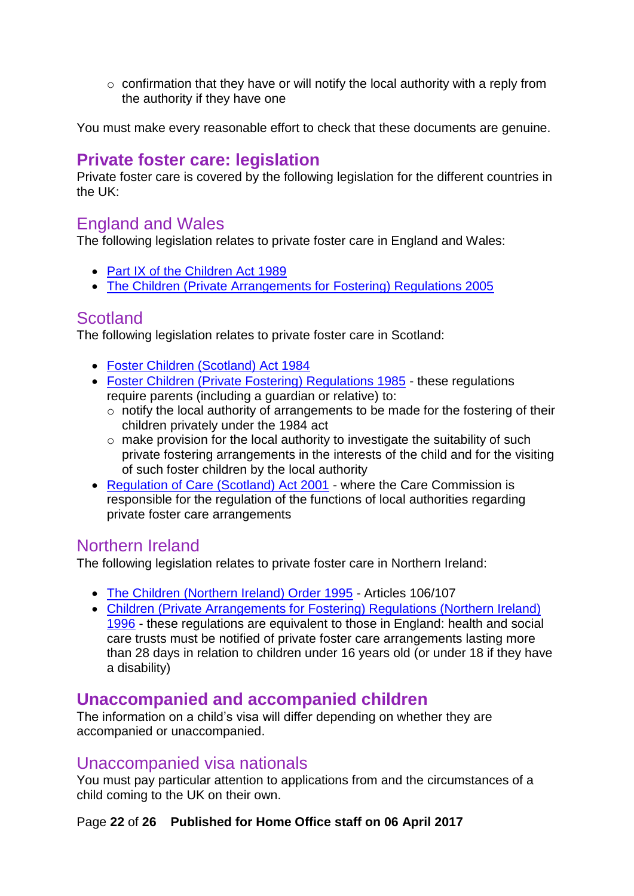- confirmation that they have or will notify the local authority with a reply from the authority if they have one

You must make every reasonable effort to check that these documents are genuine.

## Private foster care: legislation

Private foster care is covered by the following legislation for the different countries in the UK:

### England and Wales

The following legislation relates to private foster care in England and Wales:

- Part IX of the Children Act 1989
- The Children (Private Arrangements for Fostering) Regulations 2005

### Scotland

The following legislation relates to private foster care in Scotland:

- Foster Children (Scotland) Act 1984
- Foster Children (Private Fostering) Regulations 1985 - these regulations require parents (including a guardian or relative) to:
  - notify the local authority of arrangements to be made for the fostering of their children privately under the 1984 act
  - make provision for the local authority to investigate the suitability of such private fostering arrangements in the interests of the child and for the visiting of such foster children by the local authority
- Regulation of Care (Scotland) Act 2001 - where the Care Commission is responsible for the regulation of the functions of local authorities regarding private foster care arrangements

### Northern Ireland

The following legislation relates to private foster care in Northern Ireland:

- The Children (Northern Ireland) Order 1995 - Articles 106/107
- Children (Private Arrangements for Fostering) Regulations (Northern Ireland) 1996 - these regulations are equivalent to those in England: health and social care trusts must be notified of private foster care arrangements lasting more than 28 days in relation to children under 16 years old (or under 18 if they have a disability)

## Unaccompanied and accompanied children

The information on a child's visa will differ depending on whether they are accompanied or unaccompanied.

### Unaccompanied visa nationals

You must pay particular attention to applications from and the circumstances of a child coming to the UK on their own.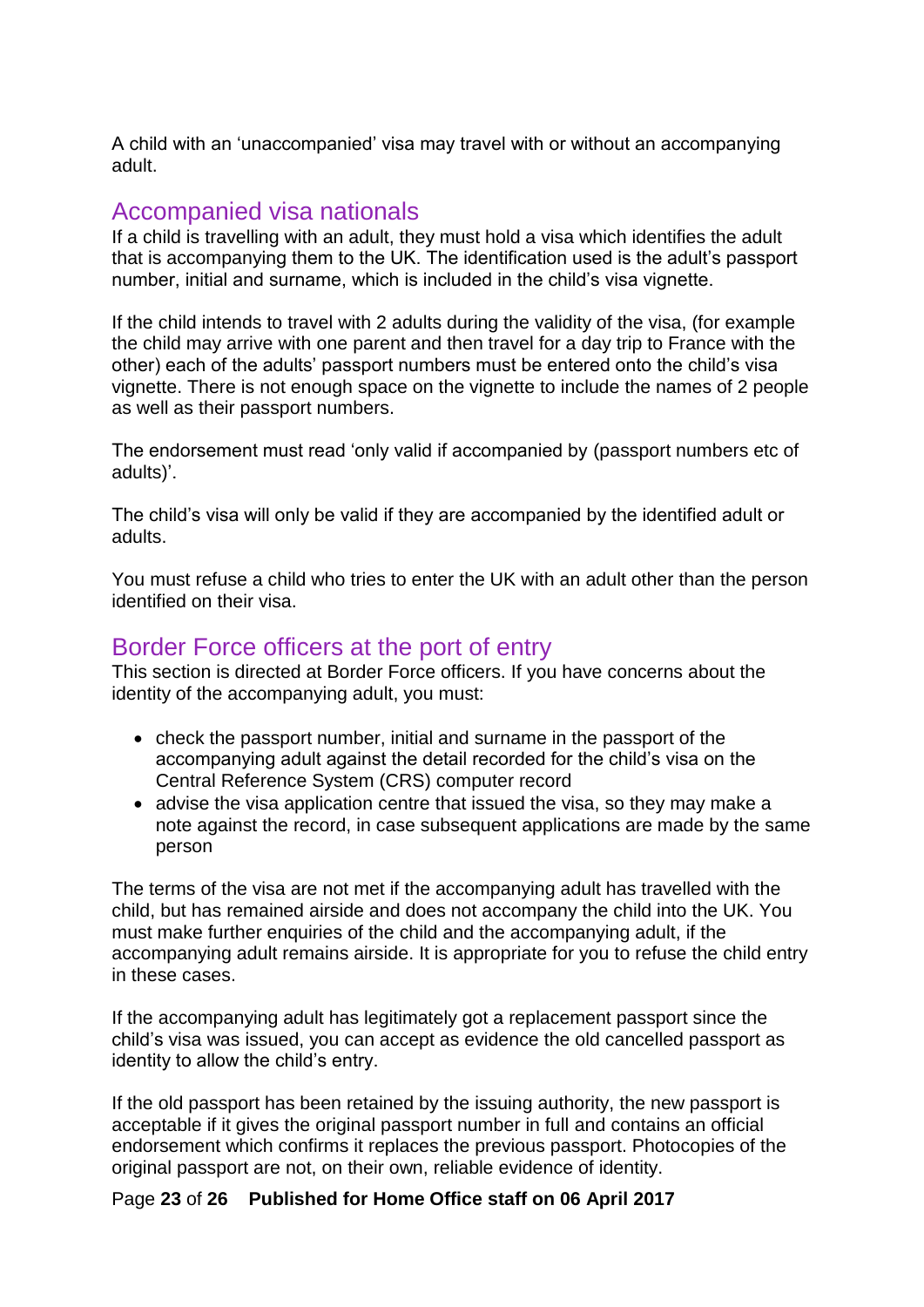A child with an 'unaccompanied' visa may travel with or without an accompanying adult.

## Accompanied visa nationals

If a child is travelling with an adult, they must hold a visa which identifies the adult that is accompanying them to the UK. The identification used is the adult's passport number, initial and surname, which is included in the child's visa vignette.

If the child intends to travel with 2 adults during the validity of the visa, (for example the child may arrive with one parent and then travel for a day trip to France with the other) each of the adults' passport numbers must be entered onto the child's visa vignette. There is not enough space on the vignette to include the names of 2 people as well as their passport numbers.

The endorsement must read 'only valid if accompanied by (passport numbers etc of adults)'.

The child's visa will only be valid if they are accompanied by the identified adult or adults.

You must refuse a child who tries to enter the UK with an adult other than the person identified on their visa.

## Border Force officers at the port of entry

This section is directed at Border Force officers. If you have concerns about the identity of the accompanying adult, you must:

- check the passport number, initial and surname in the passport of the accompanying adult against the detail recorded for the child's visa on the Central Reference System (CRS) computer record
- advise the visa application centre that issued the visa, so they may make a note against the record, in case subsequent applications are made by the same person

The terms of the visa are not met if the accompanying adult has travelled with the child, but has remained airside and does not accompany the child into the UK. You must make further enquiries of the child and the accompanying adult, if the accompanying adult remains airside. It is appropriate for you to refuse the child entry in these cases.

If the accompanying adult has legitimately got a replacement passport since the child's visa was issued, you can accept as evidence the old cancelled passport as identity to allow the child's entry.

If the old passport has been retained by the issuing authority, the new passport is acceptable if it gives the original passport number in full and contains an official endorsement which confirms it replaces the previous passport. Photocopies of the original passport are not, on their own, reliable evidence of identity.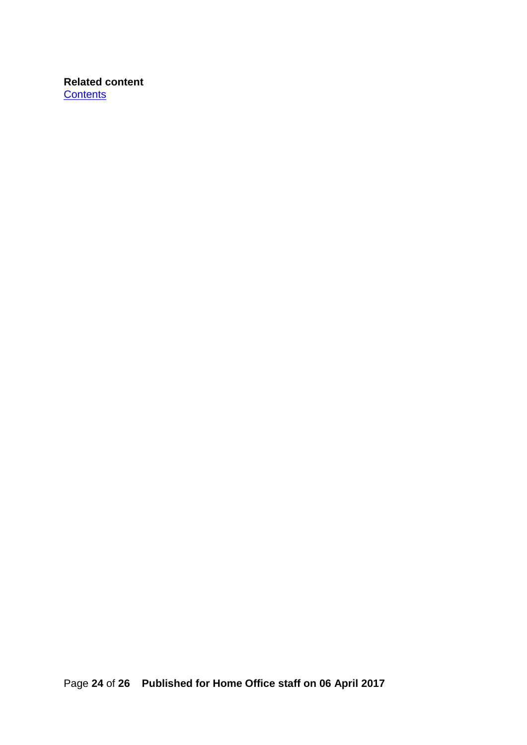**Related content**
[Contents]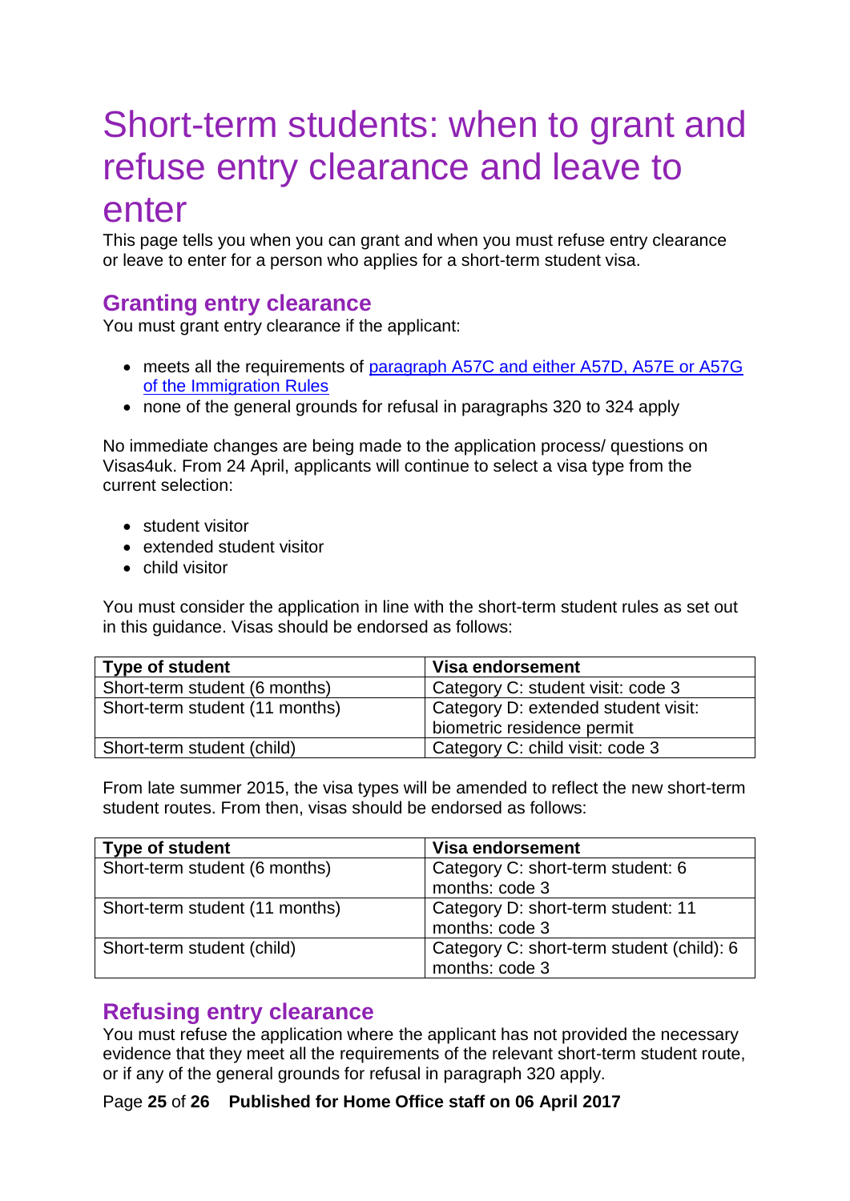# Short-term students: when to grant and refuse entry clearance and leave to enter

This page tells you when you can grant and when you must refuse entry clearance or leave to enter for a person who applies for a short-term student visa.

## Granting entry clearance

You must grant entry clearance if the applicant:

- meets all the requirements of [paragraph A57C and either A57D, A57E or A57G of the Immigration Rules]
- none of the general grounds for refusal in paragraphs 320 to 324 apply

No immediate changes are being made to the application process/ questions on Visas4uk. From 24 April, applicants will continue to select a visa type from the current selection:

- student visitor
- extended student visitor
- child visitor

You must consider the application in line with the short-term student rules as set out in this guidance. Visas should be endorsed as follows:

| Type of student | Visa endorsement |
|---|---|
| Short-term student (6 months) | Category C: student visit: code 3 |
| Short-term student (11 months) | Category D: extended student visit: biometric residence permit |
| Short-term student (child) | Category C: child visit: code 3 |

From late summer 2015, the visa types will be amended to reflect the new short-term student routes. From then, visas should be endorsed as follows:

| Type of student | Visa endorsement |
|---|---|
| Short-term student (6 months) | Category C: short-term student: 6 months: code 3 |
| Short-term student (11 months) | Category D: short-term student: 11 months: code 3 |
| Short-term student (child) | Category C: short-term student (child): 6 months: code 3 |

## Refusing entry clearance

You must refuse the application where the applicant has not provided the necessary evidence that they meet all the requirements of the relevant short-term student route, or if any of the general grounds for refusal in paragraph 320 apply.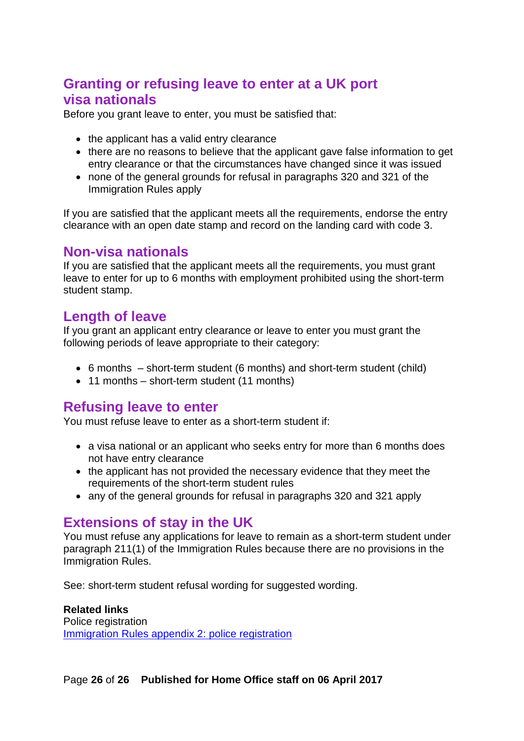## Granting or refusing leave to enter at a UK port visa nationals

Before you grant leave to enter, you must be satisfied that:

- the applicant has a valid entry clearance
- there are no reasons to believe that the applicant gave false information to get entry clearance or that the circumstances have changed since it was issued
- none of the general grounds for refusal in paragraphs 320 and 321 of the Immigration Rules apply

If you are satisfied that the applicant meets all the requirements, endorse the entry clearance with an open date stamp and record on the landing card with code 3.

## Non-visa nationals

If you are satisfied that the applicant meets all the requirements, you must grant leave to enter for up to 6 months with employment prohibited using the short-term student stamp.

## Length of leave

If you grant an applicant entry clearance or leave to enter you must grant the following periods of leave appropriate to their category:

- 6 months – short-term student (6 months) and short-term student (child)
- 11 months – short-term student (11 months)

## Refusing leave to enter

You must refuse leave to enter as a short-term student if:

- a visa national or an applicant who seeks entry for more than 6 months does not have entry clearance
- the applicant has not provided the necessary evidence that they meet the requirements of the short-term student rules
- any of the general grounds for refusal in paragraphs 320 and 321 apply

## Extensions of stay in the UK

You must refuse any applications for leave to remain as a short-term student under paragraph 211(1) of the Immigration Rules because there are no provisions in the Immigration Rules.

See: short-term student refusal wording for suggested wording.

**Related links**
Police registration
[Immigration Rules appendix 2: police registration]